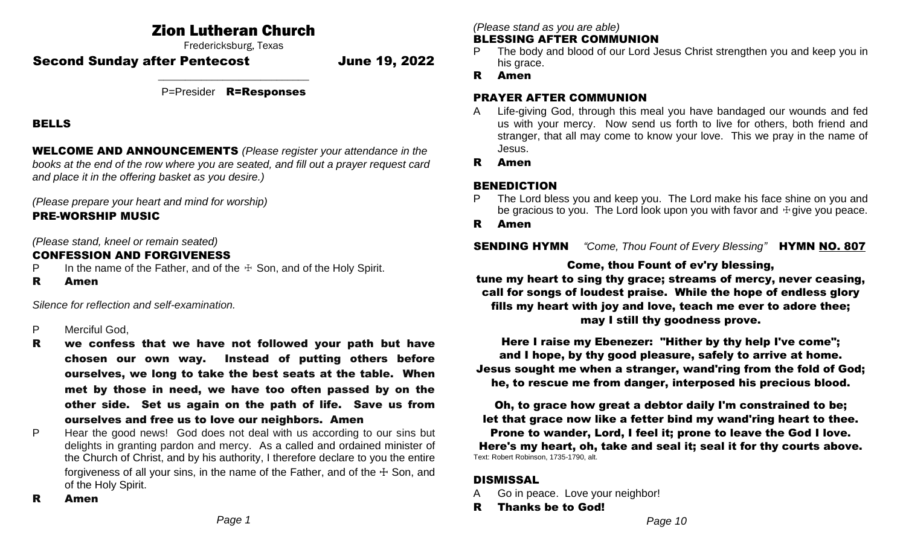# Zion Lutheran Church

Fredericksburg, Texas

## Second Sunday after Pentecost June 19, 2022

P=Presider **R=Responses**

### BELLS

**WELCOME AND ANNOUNCEMENTS** *(Please register your attendance in the books at the end of the row where you are seated, and fill out a prayer request card and place it in the offering basket as you desire.)*

*(Please prepare your heart and mind for worship)*

### PRE-WORSHIP MUSIC

*(Please stand, kneel or remain seated)*

### CONFESSION AND FORGIVENESS

P In the name of the Father, and of the ☩ Son, and of the Holy Spirit.

**R Amen**

*Silence for reflection and self-examination.*

P Merciful God,

**R we confess that we have not followed your path but have chosen our own way. Instead of putting others before ourselves, we long to take the best seats at the table. When met by those in need, we have too often passed by on the other side. Set us again on the path of life. Save us from ourselves and free us to love our neighbors. Amen**

P Hear the good news! God does not deal with us according to our sins but delights in granting pardon and mercy. As a called and ordained minister of the Church of Christ, and by his authority, I therefore declare to you the entire forgiveness of all your sins, in the name of the Father, and of the ☩ Son, and of the Holy Spirit.

**R Amen**

*(Please stand as you are able)*

### BLESSING AFTER COMMUNION

P The body and blood of our Lord Jesus Christ strengthen you and keep you in his grace.

**R Amen**

### PRAYER AFTER COMMUNION

A Life-giving God, through this meal you have bandaged our wounds and fed us with your mercy. Now send us forth to live for others, both friend and stranger, that all may come to know your love. This we pray in the name of Jesus.

**R Amen**

### BENEDICTION

P The Lord bless you and keep you. The Lord make his face shine on you and be gracious to you. The Lord look upon you with favor and ☩give you peace.

**R Amen**

**SENDING HYMN** *"Come, Thou Fount of Every Blessing"* **HYMN NO. 807**

**Come, thou Fount of ev'ry blessing,
tune my heart to sing thy grace; streams of mercy, never ceasing,
call for songs of loudest praise. While the hope of endless glory
fills my heart with joy and love, teach me ever to adore thee;
may I still thy goodness prove.**

**Here I raise my Ebenezer: "Hither by thy help I've come";
and I hope, by thy good pleasure, safely to arrive at home.
Jesus sought me when a stranger, wand'ring from the fold of God;
he, to rescue me from danger, interposed his precious blood.**

**Oh, to grace how great a debtor daily I'm constrained to be;
let that grace now like a fetter bind my wand'ring heart to thee.
Prone to wander, Lord, I feel it; prone to leave the God I love.
Here's my heart, oh, take and seal it; seal it for thy courts above.**

Text: Robert Robinson, 1735-1790, alt.

### DISMISSAL

A Go in peace. Love your neighbor!

**R Thanks be to God!**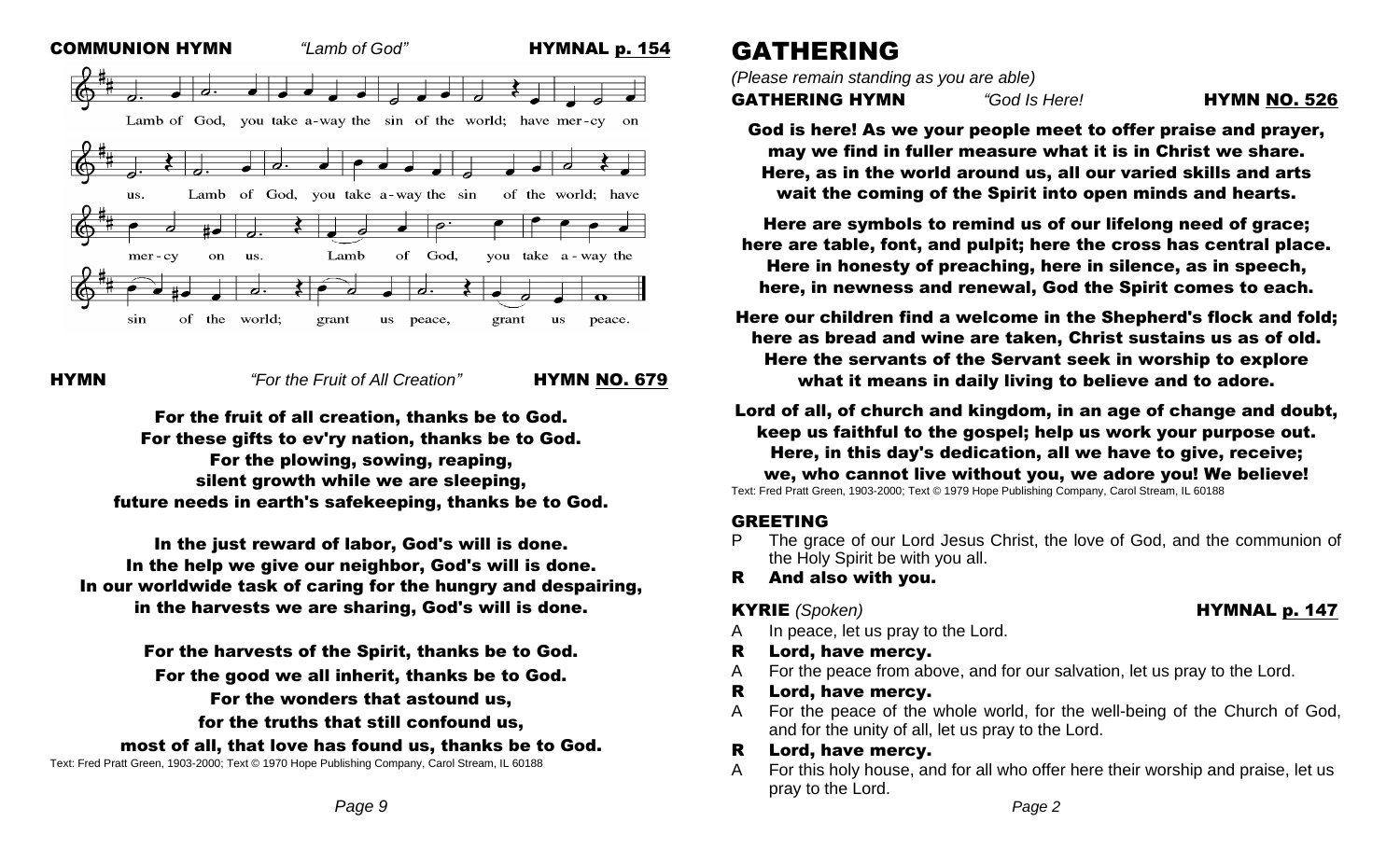**COMMUNION HYMN** *"Lamb of God"* **HYMNAL p. 154**

Lamb of God, you take away the sin of the world; have mercy on us. Lamb of God, you take away the sin of the world; have mercy on us. Lamb of God, you take away the sin of the world; grant us peace, grant us peace.

**HYMN** *"For the Fruit of All Creation"* **HYMN NO. 679**

**For the fruit of all creation, thanks be to God.**
**For these gifts to ev'ry nation, thanks be to God.**
**For the plowing, sowing, reaping,**
**silent growth while we are sleeping,**
**future needs in earth's safekeeping, thanks be to God.**

**In the just reward of labor, God's will is done.**
**In the help we give our neighbor, God's will is done.**
**In our worldwide task of caring for the hungry and despairing,**
**in the harvests we are sharing, God's will is done.**

**For the harvests of the Spirit, thanks be to God.**
**For the good we all inherit, thanks be to God.**
**For the wonders that astound us,**
**for the truths that still confound us,**
**most of all, that love has found us, thanks be to God.**

Text: Fred Pratt Green, 1903-2000; Text © 1970 Hope Publishing Company, Carol Stream, IL 60188

# GATHERING

*(Please remain standing as you are able)*

**GATHERING HYMN** *"God Is Here!"* **HYMN NO. 526**

**God is here! As we your people meet to offer praise and prayer,**
**may we find in fuller measure what it is in Christ we share.**
**Here, as in the world around us, all our varied skills and arts**
**wait the coming of the Spirit into open minds and hearts.**

**Here are symbols to remind us of our lifelong need of grace;**
**here are table, font, and pulpit; here the cross has central place.**
**Here in honesty of preaching, here in silence, as in speech,**
**here, in newness and renewal, God the Spirit comes to each.**

**Here our children find a welcome in the Shepherd's flock and fold;**
**here as bread and wine are taken, Christ sustains us as of old.**
**Here the servants of the Servant seek in worship to explore**
**what it means in daily living to believe and to adore.**

**Lord of all, of church and kingdom, in an age of change and doubt,**
**keep us faithful to the gospel; help us work your purpose out.**
**Here, in this day's dedication, all we have to give, receive;**
**we, who cannot live without you, we adore you! We believe!**

Text: Fred Pratt Green, 1903-2000; Text © 1979 Hope Publishing Company, Carol Stream, IL 60188

## GREETING

P The grace of our Lord Jesus Christ, the love of God, and the communion of the Holy Spirit be with you all.

**R And also with you.**

## KYRIE *(Spoken)* HYMNAL p. 147

A In peace, let us pray to the Lord.

**R Lord, have mercy.**

A For the peace from above, and for our salvation, let us pray to the Lord.

**R Lord, have mercy.**

A For the peace of the whole world, for the well-being of the Church of God, and for the unity of all, let us pray to the Lord.

**R Lord, have mercy.**

A For this holy house, and for all who offer here their worship and praise, let us pray to the Lord.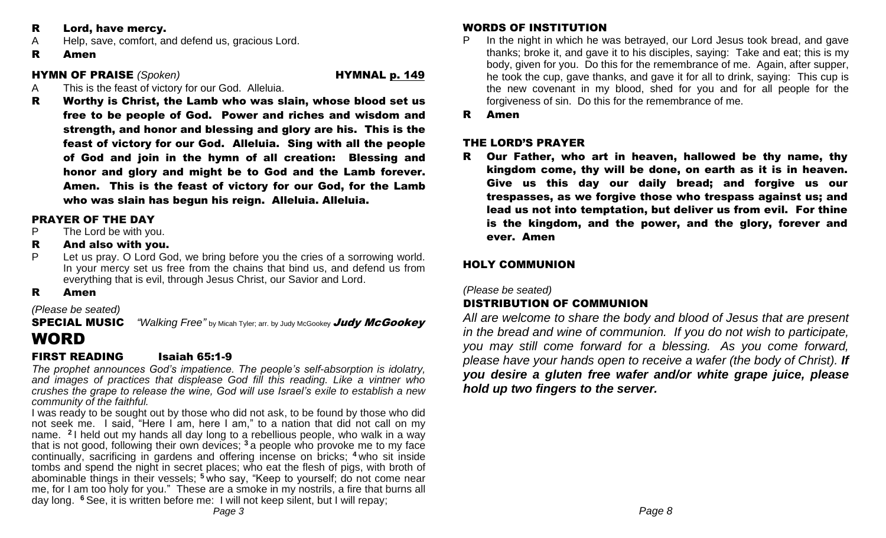**R Lord, have mercy.**

A Help, save, comfort, and defend us, gracious Lord.

**R Amen**

### HYMN OF PRAISE *(Spoken)* HYMNAL p. 149

A This is the feast of victory for our God. Alleluia.

**R Worthy is Christ, the Lamb who was slain, whose blood set us free to be people of God. Power and riches and wisdom and strength, and honor and blessing and glory are his. This is the feast of victory for our God. Alleluia. Sing with all the people of God and join in the hymn of all creation: Blessing and honor and glory and might be to God and the Lamb forever. Amen. This is the feast of victory for our God, for the Lamb who was slain has begun his reign. Alleluia. Alleluia.**

### PRAYER OF THE DAY

P The Lord be with you.

**R And also with you.**

P Let us pray. O Lord God, we bring before you the cries of a sorrowing world. In your mercy set us free from the chains that bind us, and defend us from everything that is evil, through Jesus Christ, our Savior and Lord.

**R Amen**

*(Please be seated)*

**SPECIAL MUSIC** *"Walking Free"* by Micah Tyler; arr. by Judy McGookey ***Judy McGookey***

## WORD

### FIRST READING Isaiah 65:1-9

*The prophet announces God's impatience. The people's self-absorption is idolatry, and images of practices that displease God fill this reading. Like a vintner who crushes the grape to release the wine, God will use Israel's exile to establish a new community of the faithful.*

I was ready to be sought out by those who did not ask, to be found by those who did not seek me. I said, "Here I am, here I am," to a nation that did not call on my name. [2] I held out my hands all day long to a rebellious people, who walk in a way that is not good, following their own devices; [3] a people who provoke me to my face continually, sacrificing in gardens and offering incense on bricks; [4] who sit inside tombs and spend the night in secret places; who eat the flesh of pigs, with broth of abominable things in their vessels; [5] who say, "Keep to yourself; do not come near me, for I am too holy for you." These are a smoke in my nostrils, a fire that burns all day long. [6] See, it is written before me: I will not keep silent, but I will repay;

### WORDS OF INSTITUTION

P In the night in which he was betrayed, our Lord Jesus took bread, and gave thanks; broke it, and gave it to his disciples, saying: Take and eat; this is my body, given for you. Do this for the remembrance of me. Again, after supper, he took the cup, gave thanks, and gave it for all to drink, saying: This cup is the new covenant in my blood, shed for you and for all people for the forgiveness of sin. Do this for the remembrance of me.

**R Amen**

### THE LORD'S PRAYER

**R Our Father, who art in heaven, hallowed be thy name, thy kingdom come, thy will be done, on earth as it is in heaven. Give us this day our daily bread; and forgive us our trespasses, as we forgive those who trespass against us; and lead us not into temptation, but deliver us from evil. For thine is the kingdom, and the power, and the glory, forever and ever. Amen**

### HOLY COMMUNION

*(Please be seated)*

### DISTRIBUTION OF COMMUNION

*All are welcome to share the body and blood of Jesus that are present in the bread and wine of communion. If you do not wish to participate, you may still come forward for a blessing. As you come forward, please have your hands open to receive a wafer (the body of Christ).* ***If you desire a gluten free wafer and/or white grape juice, please hold up two fingers to the server.***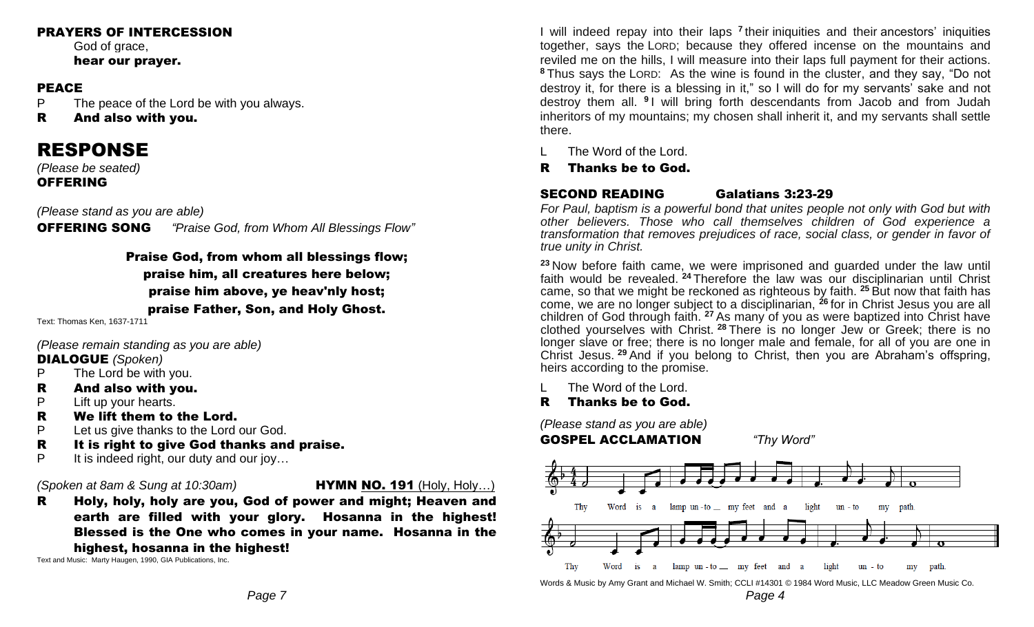### PRAYERS OF INTERCESSION

God of grace,
**hear our prayer.**

### PEACE

P The peace of the Lord be with you always.
**R And also with you.**

# RESPONSE

*(Please be seated)*
### OFFERING

*(Please stand as you are able)*
**OFFERING SONG** *"Praise God, from Whom All Blessings Flow"*

**Praise God, from whom all blessings flow;**
**praise him, all creatures here below;**
**praise him above, ye heav'nly host;**
**praise Father, Son, and Holy Ghost.**

Text: Thomas Ken, 1637-1711

*(Please remain standing as you are able)*
**DIALOGUE** *(Spoken)*

P The Lord be with you.
**R And also with you.**
P Lift up your hearts.
**R We lift them to the Lord.**
P Let us give thanks to the Lord our God.
**R It is right to give God thanks and praise.**
P It is indeed right, our duty and our joy…

*(Spoken at 8am & Sung at 10:30am)* **HYMN NO. 191** (Holy, Holy…)

**R Holy, holy, holy are you, God of power and might; Heaven and earth are filled with your glory. Hosanna in the highest! Blessed is the One who comes in your name. Hosanna in the highest, hosanna in the highest!**

Text and Music: Marty Haugen, 1990, GIA Publications, Inc.

I will indeed repay into their laps [7] their iniquities and their ancestors' iniquities together, says the LORD; because they offered incense on the mountains and reviled me on the hills, I will measure into their laps full payment for their actions. [8] Thus says the LORD: As the wine is found in the cluster, and they say, "Do not destroy it, for there is a blessing in it," so I will do for my servants' sake and not destroy them all. [9] I will bring forth descendants from Jacob and from Judah inheritors of my mountains; my chosen shall inherit it, and my servants shall settle there.

L The Word of the Lord.
**R Thanks be to God.**

### SECOND READING Galatians 3:23-29

*For Paul, baptism is a powerful bond that unites people not only with God but with other believers. Those who call themselves children of God experience a transformation that removes prejudices of race, social class, or gender in favor of true unity in Christ.*

[23] Now before faith came, we were imprisoned and guarded under the law until faith would be revealed. [24] Therefore the law was our disciplinarian until Christ came, so that we might be reckoned as righteous by faith. [25] But now that faith has come, we are no longer subject to a disciplinarian, [26] for in Christ Jesus you are all children of God through faith. [27] As many of you as were baptized into Christ have clothed yourselves with Christ. [28] There is no longer Jew or Greek; there is no longer slave or free; there is no longer male and female, for all of you are one in Christ Jesus. [29] And if you belong to Christ, then you are Abraham's offspring, heirs according to the promise.

L The Word of the Lord.
**R Thanks be to God.**

*(Please stand as you are able)*
**GOSPEL ACCLAMATION** *"Thy Word"*

Thy Word is a lamp unto my feet and a light unto my path.
Thy Word is a lamp unto my feet and a light unto my path.

Words & Music by Amy Grant and Michael W. Smith; CCLI #14301 © 1984 Word Music, LLC Meadow Green Music Co.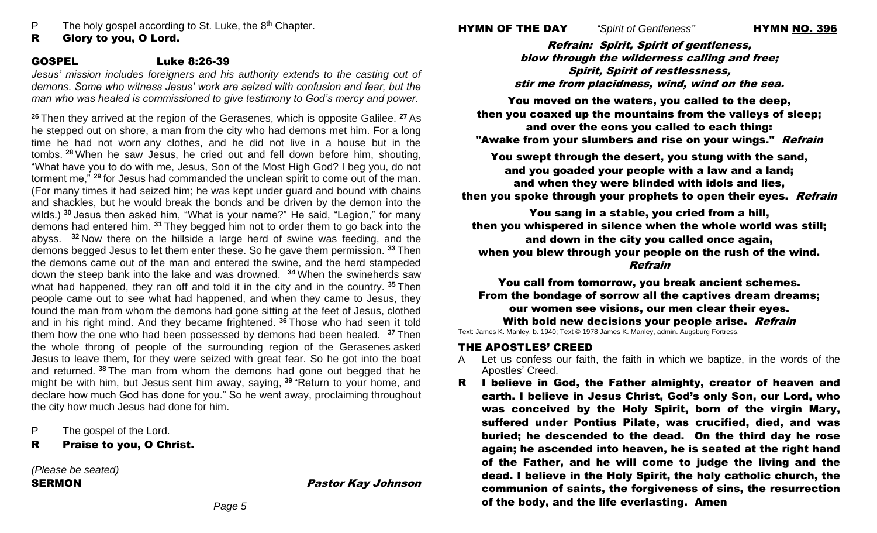P The holy gospel according to St. Luke, the 8th Chapter.

**R Glory to you, O Lord.**

## GOSPEL Luke 8:26-39

*Jesus' mission includes foreigners and his authority extends to the casting out of demons. Some who witness Jesus' work are seized with confusion and fear, but the man who was healed is commissioned to give testimony to God's mercy and power.*

[26] Then they arrived at the region of the Gerasenes, which is opposite Galilee. [27] As he stepped out on shore, a man from the city who had demons met him. For a long time he had not worn any clothes, and he did not live in a house but in the tombs. [28] When he saw Jesus, he cried out and fell down before him, shouting, "What have you to do with me, Jesus, Son of the Most High God? I beg you, do not torment me," [29] for Jesus had commanded the unclean spirit to come out of the man. (For many times it had seized him; he was kept under guard and bound with chains and shackles, but he would break the bonds and be driven by the demon into the wilds.) [30] Jesus then asked him, "What is your name?" He said, "Legion," for many demons had entered him. [31] They begged him not to order them to go back into the abyss. [32] Now there on the hillside a large herd of swine was feeding, and the demons begged Jesus to let them enter these. So he gave them permission. [33] Then the demons came out of the man and entered the swine, and the herd stampeded down the steep bank into the lake and was drowned. [34] When the swineherds saw what had happened, they ran off and told it in the city and in the country. [35] Then people came out to see what had happened, and when they came to Jesus, they found the man from whom the demons had gone sitting at the feet of Jesus, clothed and in his right mind. And they became frightened. [36] Those who had seen it told them how the one who had been possessed by demons had been healed. [37] Then the whole throng of people of the surrounding region of the Gerasenes asked Jesus to leave them, for they were seized with great fear. So he got into the boat and returned. [38] The man from whom the demons had gone out begged that he might be with him, but Jesus sent him away, saying, [39] "Return to your home, and declare how much God has done for you." So he went away, proclaiming throughout the city how much Jesus had done for him.

P The gospel of the Lord.

**R Praise to you, O Christ.**

*(Please be seated)*

**SERMON** *Pastor Kay Johnson*

## HYMN OF THE DAY *"Spirit of Gentleness"* HYMN NO. 396

***Refrain: Spirit, Spirit of gentleness,***
***blow through the wilderness calling and free;***
***Spirit, Spirit of restlessness,***
***stir me from placidness, wind, wind on the sea.***

**You moved on the waters, you called to the deep,**
**then you coaxed up the mountains from the valleys of sleep;**
**and over the eons you called to each thing:**
**"Awake from your slumbers and rise on your wings."** ***Refrain***

**You swept through the desert, you stung with the sand,**
**and you goaded your people with a law and a land;**
**and when they were blinded with idols and lies,**
**then you spoke through your prophets to open their eyes.** ***Refrain***

**You sang in a stable, you cried from a hill,**
**then you whispered in silence when the whole world was still;**
**and down in the city you called once again,**
**when you blew through your people on the rush of the wind.** ***Refrain***

**You call from tomorrow, you break ancient schemes.**
**From the bondage of sorrow all the captives dream dreams;**
**our women see visions, our men clear their eyes.**
**With bold new decisions your people arise.** ***Refrain***

Text: James K. Manley, b. 1940; Text © 1978 James K. Manley, admin. Augsburg Fortress.

## THE APOSTLES' CREED

A Let us confess our faith, the faith in which we baptize, in the words of the Apostles' Creed.

**R I believe in God, the Father almighty, creator of heaven and earth. I believe in Jesus Christ, God's only Son, our Lord, who was conceived by the Holy Spirit, born of the virgin Mary, suffered under Pontius Pilate, was crucified, died, and was buried; he descended to the dead. On the third day he rose again; he ascended into heaven, he is seated at the right hand of the Father, and he will come to judge the living and the dead. I believe in the Holy Spirit, the holy catholic church, the communion of saints, the forgiveness of sins, the resurrection of the body, and the life everlasting. Amen**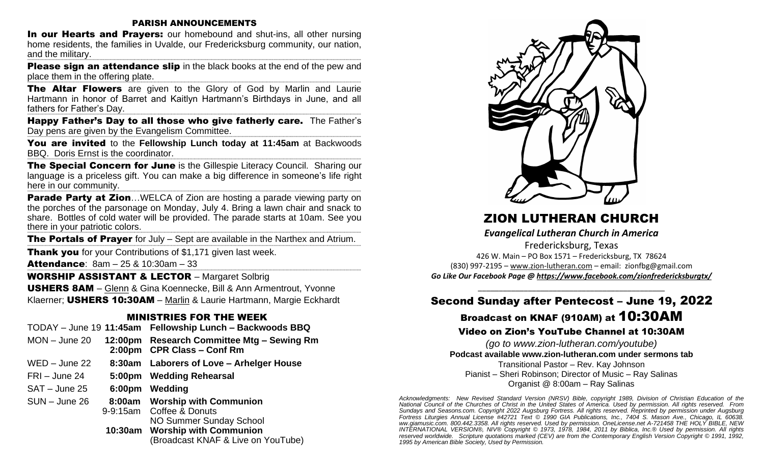## PARISH ANNOUNCEMENTS

**In our Hearts and Prayers:** our homebound and shut-ins, all other nursing home residents, the families in Uvalde, our Fredericksburg community, our nation, and the military.

**Please sign an attendance slip** in the black books at the end of the pew and place them in the offering plate.

**The Altar Flowers** are given to the Glory of God by Marlin and Laurie Hartmann in honor of Barret and Kaitlyn Hartmann's Birthdays in June, and all fathers for Father's Day.

**Happy Father's Day to all those who give fatherly care.** The Father's Day pens are given by the Evangelism Committee.

**You are invited** to the **Fellowship Lunch today at 11:45am** at Backwoods BBQ. Doris Ernst is the coordinator.

**The Special Concern for June** is the Gillespie Literacy Council. Sharing our language is a priceless gift. You can make a big difference in someone's life right here in our community.

**Parade Party at Zion**…WELCA of Zion are hosting a parade viewing party on the porches of the parsonage on Monday, July 4. Bring a lawn chair and snack to share. Bottles of cold water will be provided. The parade starts at 10am. See you there in your patriotic colors.

**The Portals of Prayer** for July – Sept are available in the Narthex and Atrium.

**Thank you** for your Contributions of $1,171 given last week.

**Attendance**: 8am – 25 & 10:30am – 33

**WORSHIP ASSISTANT & LECTOR** – Margaret Solbrig

**USHERS 8AM** – Glenn & Gina Koennecke, Bill & Ann Armentrout, Yvonne Klaerner; **USHERS 10:30AM** – Marlin & Laurie Hartmann, Margie Eckhardt

## MINISTRIES FOR THE WEEK

| | | |
|---|---|---|
| TODAY – June 19 | **11:45am** | **Fellowship Lunch – Backwoods BBQ** |
| MON – June 20 | **12:00pm** | **Research Committee Mtg – Sewing Rm** |
| | **2:00pm** | **CPR Class – Conf Rm** |
| WED – June 22 | **8:30am** | **Laborers of Love – Arhelger House** |
| FRI – June 24 | **5:00pm** | **Wedding Rehearsal** |
| SAT – June 25 | **6:00pm** | **Wedding** |
| SUN – June 26 | **8:00am** | **Worship with Communion** |
| | 9-9:15am | Coffee & Donuts |
| | | NO Summer Sunday School |
| | **10:30am** | **Worship with Communion** |
| | | (Broadcast KNAF & Live on YouTube) |

# ZION LUTHERAN CHURCH

***Evangelical Lutheran Church in America***

Fredericksburg, Texas

426 W. Main – PO Box 1571 – Fredericksburg, TX 78624

(830) 997-2195 – www.zion-lutheran.com – email: zionfbg@gmail.com

***Go Like Our Facebook Page @ https://www.facebook.com/zionfredericksburgtx/***

## Second Sunday after Pentecost – June 19, 2022

### Broadcast on KNAF (910AM) at 10:30AM

### Video on Zion's YouTube Channel at 10:30AM

*(go to www.zion-lutheran.com/youtube)*

**Podcast available www.zion-lutheran.com under sermons tab**

Transitional Pastor – Rev. Kay Johnson

Pianist – Sheri Robinson; Director of Music – Ray Salinas

Organist @ 8:00am – Ray Salinas

*Acknowledgments: New Revised Standard Version (NRSV) Bible, copyright 1989, Division of Christian Education of the National Council of the Churches of Christ in the United States of America. Used by permission. All rights reserved. From Sundays and Seasons.com. Copyright 2022 Augsburg Fortress. All rights reserved. Reprinted by permission under Augsburg Fortress Liturgies Annual License #42721 Text © 1990 GIA Publications, Inc., 7404 S. Mason Ave., Chicago, IL 60638. ww.giamusic.com. 800.442.3358. All rights reserved. Used by permission. OneLicense.net A-721458 THE HOLY BIBLE, NEW INTERNATIONAL VERSION®, NIV® Copyright © 1973, 1978, 1984, 2011 by Biblica, Inc.® Used by permission. All rights reserved worldwide. Scripture quotations marked (CEV) are from the Contemporary English Version Copyright © 1991, 1992, 1995 by American Bible Society, Used by Permission.*